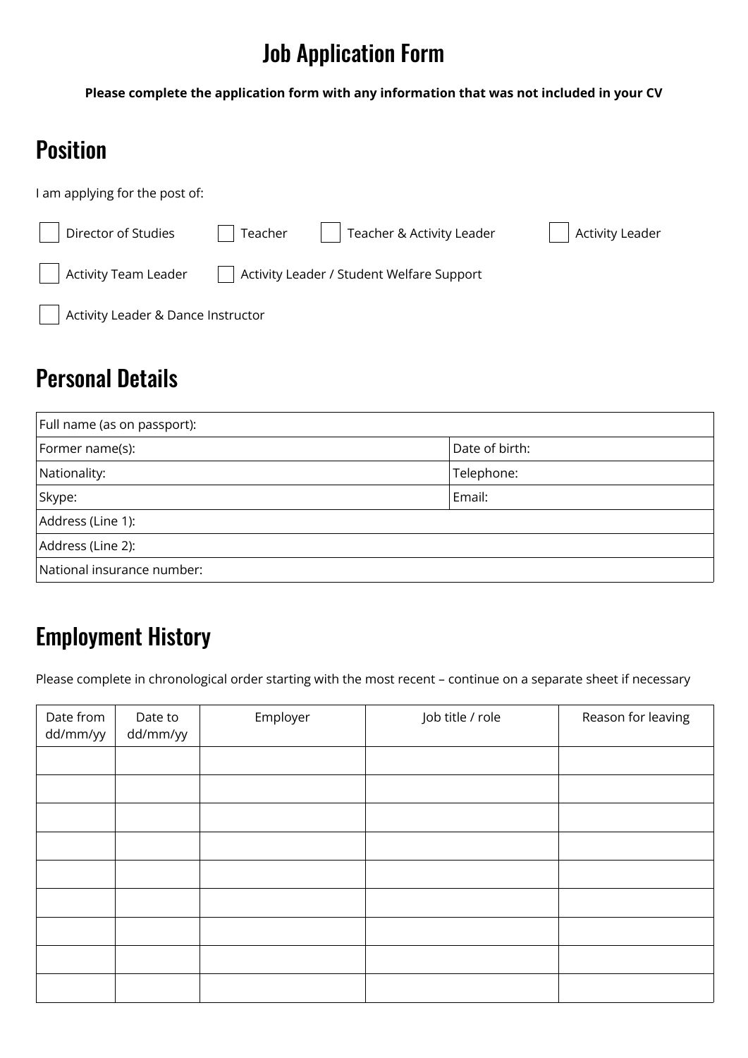# Job Application Form

**Please complete the application form with any information that was not included in your CV**

## Position

I am applying for the post of:

- [ ] Director of Studies
- [ ] Teacher
- [ ] Teacher & Activity Leader
- [ ] Activity Leader
- [ ] Activity Team Leader
- [ ] Activity Leader / Student Welfare Support
- [ ] Activity Leader & Dance Instructor

## Personal Details

| Full name (as on passport): | |
|---|---|
| Former name(s): | Date of birth: |
| Nationality: | Telephone: |
| Skype: | Email: |
| Address (Line 1): | |
| Address (Line 2): | |
| National insurance number: | |

## Employment History

Please complete in chronological order starting with the most recent – continue on a separate sheet if necessary

| Date from dd/mm/yy | Date to dd/mm/yy | Employer | Job title / role | Reason for leaving |
|---|---|---|---|---|
| | | | | |
| | | | | |
| | | | | |
| | | | | |
| | | | | |
| | | | | |
| | | | | |
| | | | | |
| | | | | |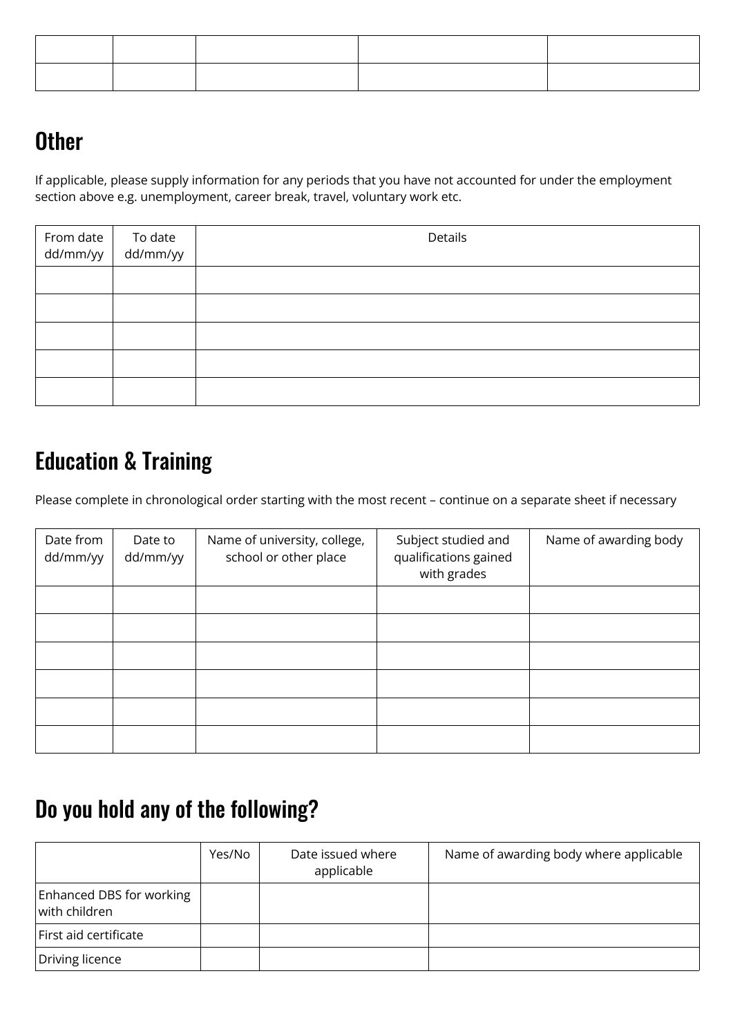| | | | | |
|---|---|---|---|---|
| | | | | |
| | | | | |

## Other

If applicable, please supply information for any periods that you have not accounted for under the employment section above e.g. unemployment, career break, travel, voluntary work etc.

| From date dd/mm/yy | To date dd/mm/yy | Details |
|---|---|---|
| | | |
| | | |
| | | |
| | | |
| | | |

## Education & Training

Please complete in chronological order starting with the most recent – continue on a separate sheet if necessary

| Date from dd/mm/yy | Date to dd/mm/yy | Name of university, college, school or other place | Subject studied and qualifications gained with grades | Name of awarding body |
|---|---|---|---|---|
| | | | | |
| | | | | |
| | | | | |
| | | | | |
| | | | | |
| | | | | |

## Do you hold any of the following?

| | Yes/No | Date issued where applicable | Name of awarding body where applicable |
|---|---|---|---|
| Enhanced DBS for working with children | | | |
| First aid certificate | | | |
| Driving licence | | | |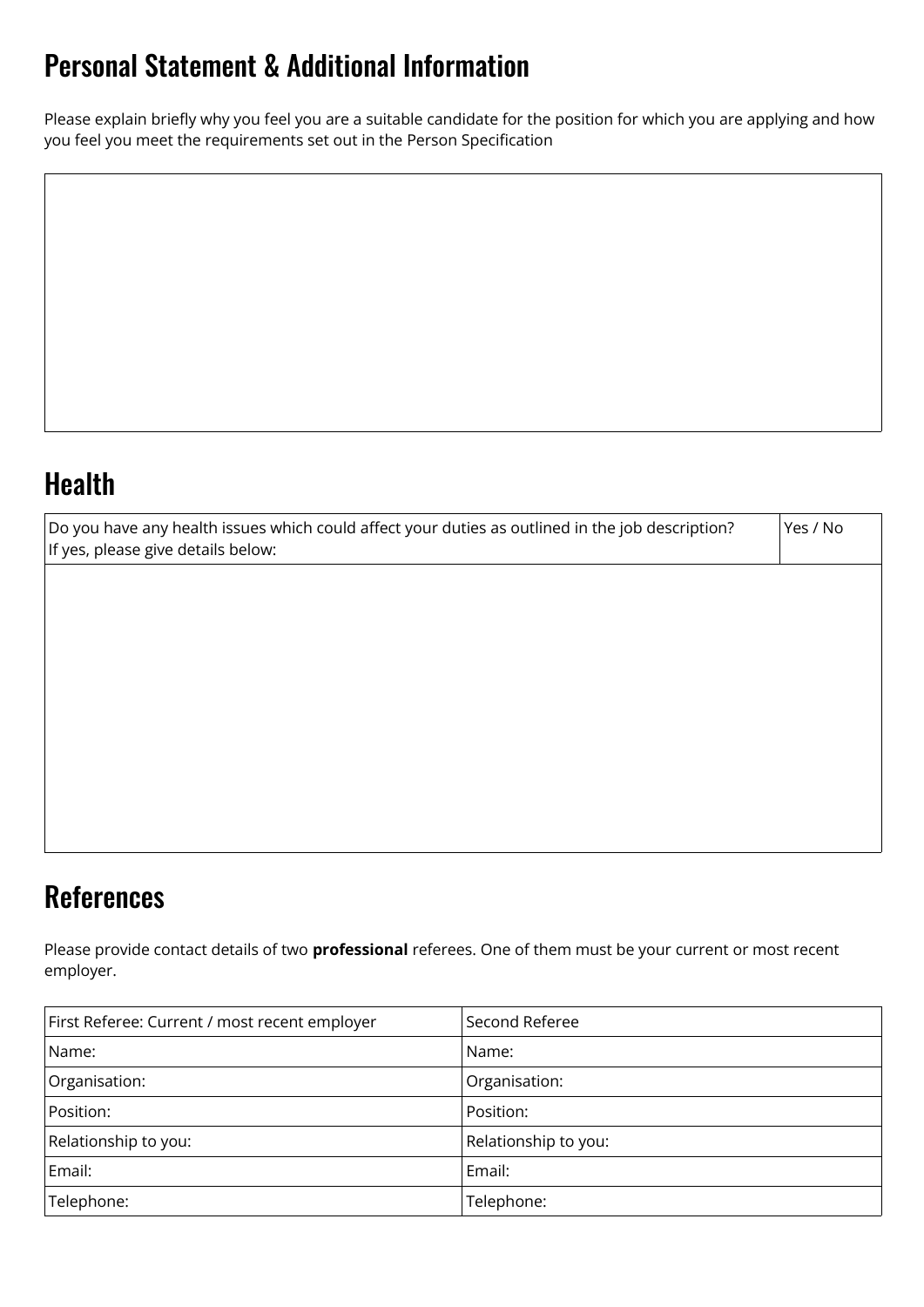## Personal Statement & Additional Information

Please explain briefly why you feel you are a suitable candidate for the position for which you are applying and how you feel you meet the requirements set out in the Person Specification

| |
|---|
| |

## Health

| Do you have any health issues which could affect your duties as outlined in the job description? If yes, please give details below: | Yes / No |
|---|---|
| | |

## References

Please provide contact details of two **professional** referees. One of them must be your current or most recent employer.

| First Referee: Current / most recent employer | Second Referee |
|---|---|
| Name: | Name: |
| Organisation: | Organisation: |
| Position: | Position: |
| Relationship to you: | Relationship to you: |
| Email: | Email: |
| Telephone: | Telephone: |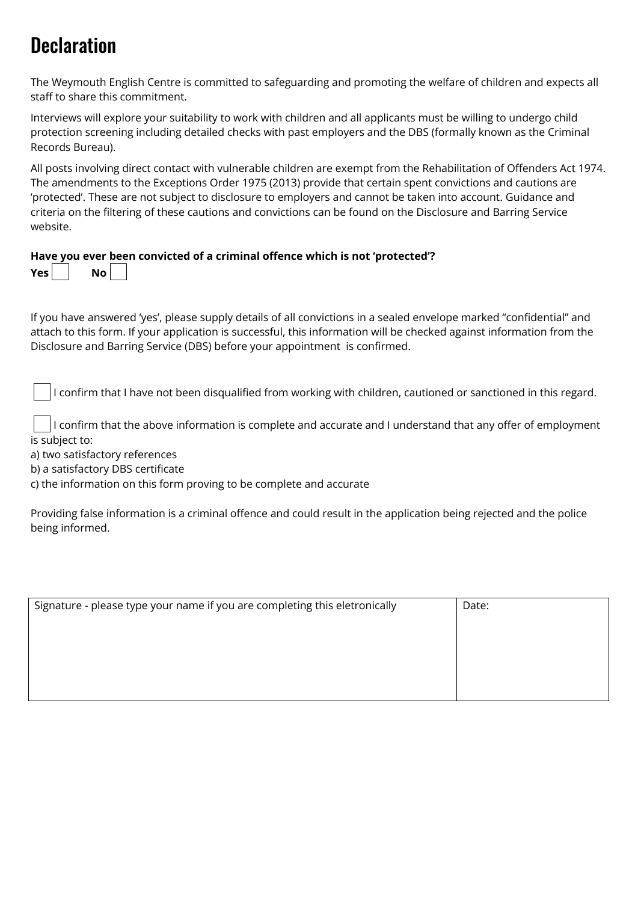# Declaration

The Weymouth English Centre is committed to safeguarding and promoting the welfare of children and expects all staff to share this commitment.

Interviews will explore your suitability to work with children and all applicants must be willing to undergo child protection screening including detailed checks with past employers and the DBS (formally known as the Criminal Records Bureau).

All posts involving direct contact with vulnerable children are exempt from the Rehabilitation of Offenders Act 1974. The amendments to the Exceptions Order 1975 (2013) provide that certain spent convictions and cautions are 'protected'. These are not subject to disclosure to employers and cannot be taken into account. Guidance and criteria on the filtering of these cautions and convictions can be found on the Disclosure and Barring Service website.

**Have you ever been convicted of a criminal offence which is not 'protected'?**

**Yes** ☐ **No** ☐

If you have answered 'yes', please supply details of all convictions in a sealed envelope marked "confidential" and attach to this form. If your application is successful, this information will be checked against information from the Disclosure and Barring Service (DBS) before your appointment is confirmed.

☐ I confirm that I have not been disqualified from working with children, cautioned or sanctioned in this regard.

☐ I confirm that the above information is complete and accurate and I understand that any offer of employment is subject to:

a) two satisfactory references
b) a satisfactory DBS certificate
c) the information on this form proving to be complete and accurate

Providing false information is a criminal offence and could result in the application being rejected and the police being informed.

| Signature - please type your name if you are completing this eletronically | Date: |
|---|---|
| | |